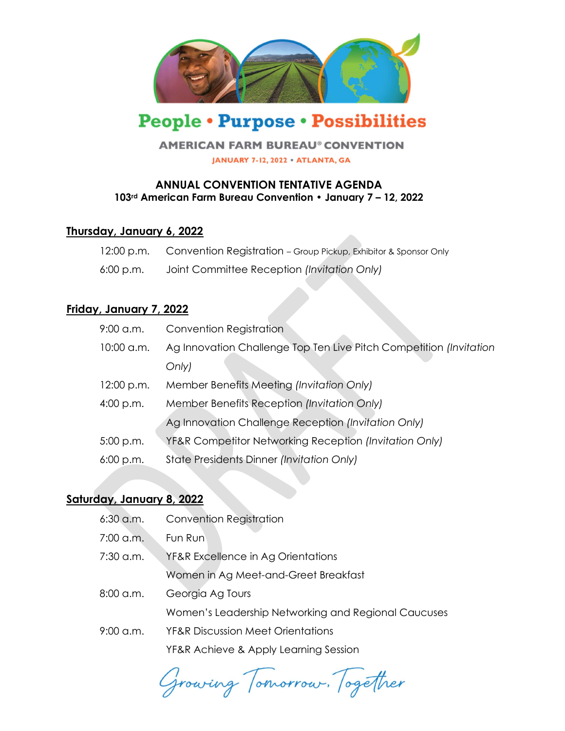People • Purpose • Possibilities

AMERICAN FARM BUREAU® CONVENTION

JANUARY 7-12, 2022 • ATLANTA, GA

## ANNUAL CONVENTION TENTATIVE AGENDA

**103rd American Farm Bureau Convention • January 7 – 12, 2022**

### Thursday, January 6, 2022

| | |
|---|---|
| 12:00 p.m. | Convention Registration – Group Pickup, Exhibitor & Sponsor Only |
| 6:00 p.m. | Joint Committee Reception *(Invitation Only)* |

### Friday, January 7, 2022

| | |
|---|---|
| 9:00 a.m. | Convention Registration |
| 10:00 a.m. | Ag Innovation Challenge Top Ten Live Pitch Competition *(Invitation Only)* |
| 12:00 p.m. | Member Benefits Meeting *(Invitation Only)* |
| 4:00 p.m. | Member Benefits Reception *(Invitation Only)* |
| | Ag Innovation Challenge Reception *(Invitation Only)* |
| 5:00 p.m. | YF&R Competitor Networking Reception *(Invitation Only)* |
| 6:00 p.m. | State Presidents Dinner *(Invitation Only)* |

### Saturday, January 8, 2022

| | |
|---|---|
| 6:30 a.m. | Convention Registration |
| 7:00 a.m. | Fun Run |
| 7:30 a.m. | YF&R Excellence in Ag Orientations |
| | Women in Ag Meet-and-Greet Breakfast |
| 8:00 a.m. | Georgia Ag Tours |
| | Women's Leadership Networking and Regional Caucuses |
| 9:00 a.m. | YF&R Discussion Meet Orientations |
| | YF&R Achieve & Apply Learning Session |

*Growing Tomorrow, Together*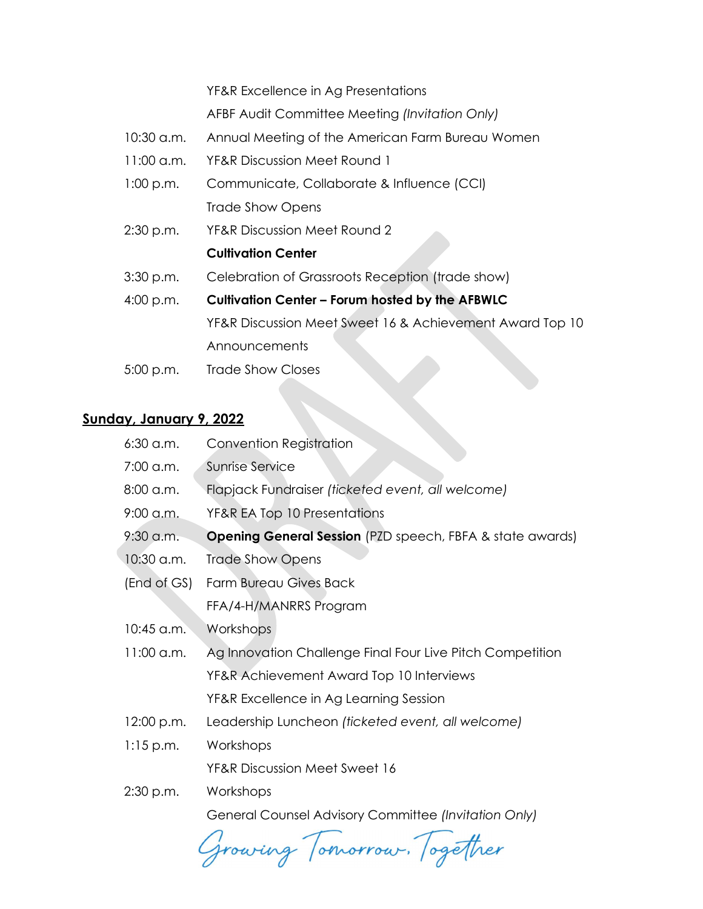| | |
|---|---|
| | YF&R Excellence in Ag Presentations |
| | AFBF Audit Committee Meeting *(Invitation Only)* |
| 10:30 a.m. | Annual Meeting of the American Farm Bureau Women |
| 11:00 a.m. | YF&R Discussion Meet Round 1 |
| 1:00 p.m. | Communicate, Collaborate & Influence (CCI) |
| | Trade Show Opens |
| 2:30 p.m. | YF&R Discussion Meet Round 2 |
| | **Cultivation Center** |
| 3:30 p.m. | Celebration of Grassroots Reception (trade show) |
| 4:00 p.m. | **Cultivation Center – Forum hosted by the AFBWLC** |
| | YF&R Discussion Meet Sweet 16 & Achievement Award Top 10 Announcements |
| 5:00 p.m. | Trade Show Closes |

## Sunday, January 9, 2022

| | |
|---|---|
| 6:30 a.m. | Convention Registration |
| 7:00 a.m. | Sunrise Service |
| 8:00 a.m. | Flapjack Fundraiser *(ticketed event, all welcome)* |
| 9:00 a.m. | YF&R EA Top 10 Presentations |
| 9:30 a.m. | **Opening General Session** (PZD speech, FBFA & state awards) |
| 10:30 a.m. | Trade Show Opens |
| (End of GS) | Farm Bureau Gives Back |
| | FFA/4-H/MANRRS Program |
| 10:45 a.m. | Workshops |
| 11:00 a.m. | Ag Innovation Challenge Final Four Live Pitch Competition |
| | YF&R Achievement Award Top 10 Interviews |
| | YF&R Excellence in Ag Learning Session |
| 12:00 p.m. | Leadership Luncheon *(ticketed event, all welcome)* |
| 1:15 p.m. | Workshops |
| | YF&R Discussion Meet Sweet 16 |
| 2:30 p.m. | Workshops |
| | General Counsel Advisory Committee *(Invitation Only)* |

Growing Tomorrow, Together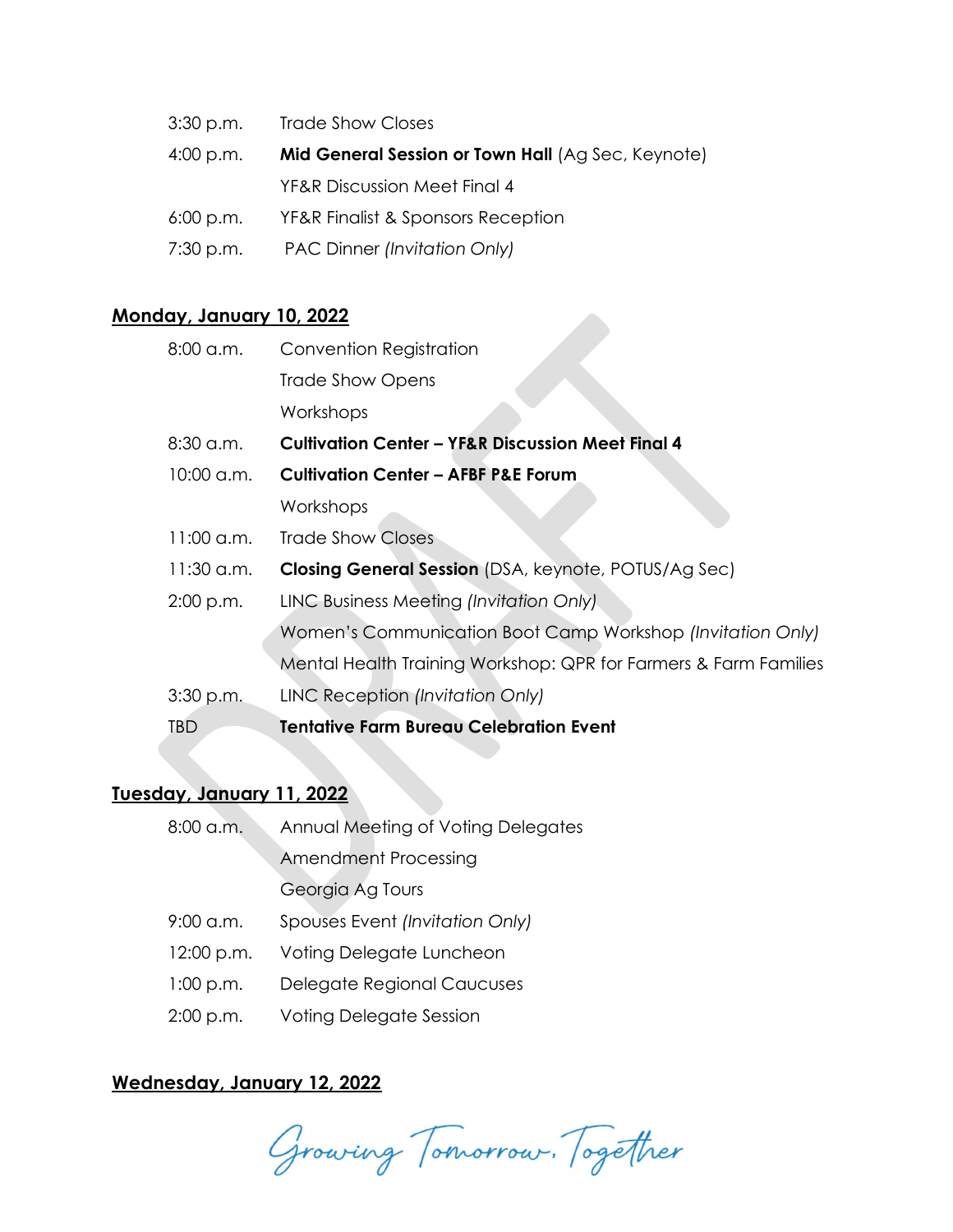| | |
|---|---|
| 3:30 p.m. | Trade Show Closes |
| 4:00 p.m. | **Mid General Session or Town Hall** (Ag Sec, Keynote) |
| | YF&R Discussion Meet Final 4 |
| 6:00 p.m. | YF&R Finalist & Sponsors Reception |
| 7:30 p.m. | PAC Dinner *(Invitation Only)* |

**Monday, January 10, 2022**

| | |
|---|---|
| 8:00 a.m. | Convention Registration |
| | Trade Show Opens |
| | Workshops |
| 8:30 a.m. | **Cultivation Center – YF&R Discussion Meet Final 4** |
| 10:00 a.m. | **Cultivation Center – AFBF P&E Forum** |
| | Workshops |
| 11:00 a.m. | Trade Show Closes |
| 11:30 a.m. | **Closing General Session** (DSA, keynote, POTUS/Ag Sec) |
| 2:00 p.m. | LINC Business Meeting *(Invitation Only)* |
| | Women's Communication Boot Camp Workshop *(Invitation Only)* |
| | Mental Health Training Workshop: QPR for Farmers & Farm Families |
| 3:30 p.m. | LINC Reception *(Invitation Only)* |
| TBD | **Tentative Farm Bureau Celebration Event** |

**Tuesday, January 11, 2022**

| | |
|---|---|
| 8:00 a.m. | Annual Meeting of Voting Delegates |
| | Amendment Processing |
| | Georgia Ag Tours |
| 9:00 a.m. | Spouses Event *(Invitation Only)* |
| 12:00 p.m. | Voting Delegate Luncheon |
| 1:00 p.m. | Delegate Regional Caucuses |
| 2:00 p.m. | Voting Delegate Session |

**Wednesday, January 12, 2022**

*Growing Tomorrow, Together*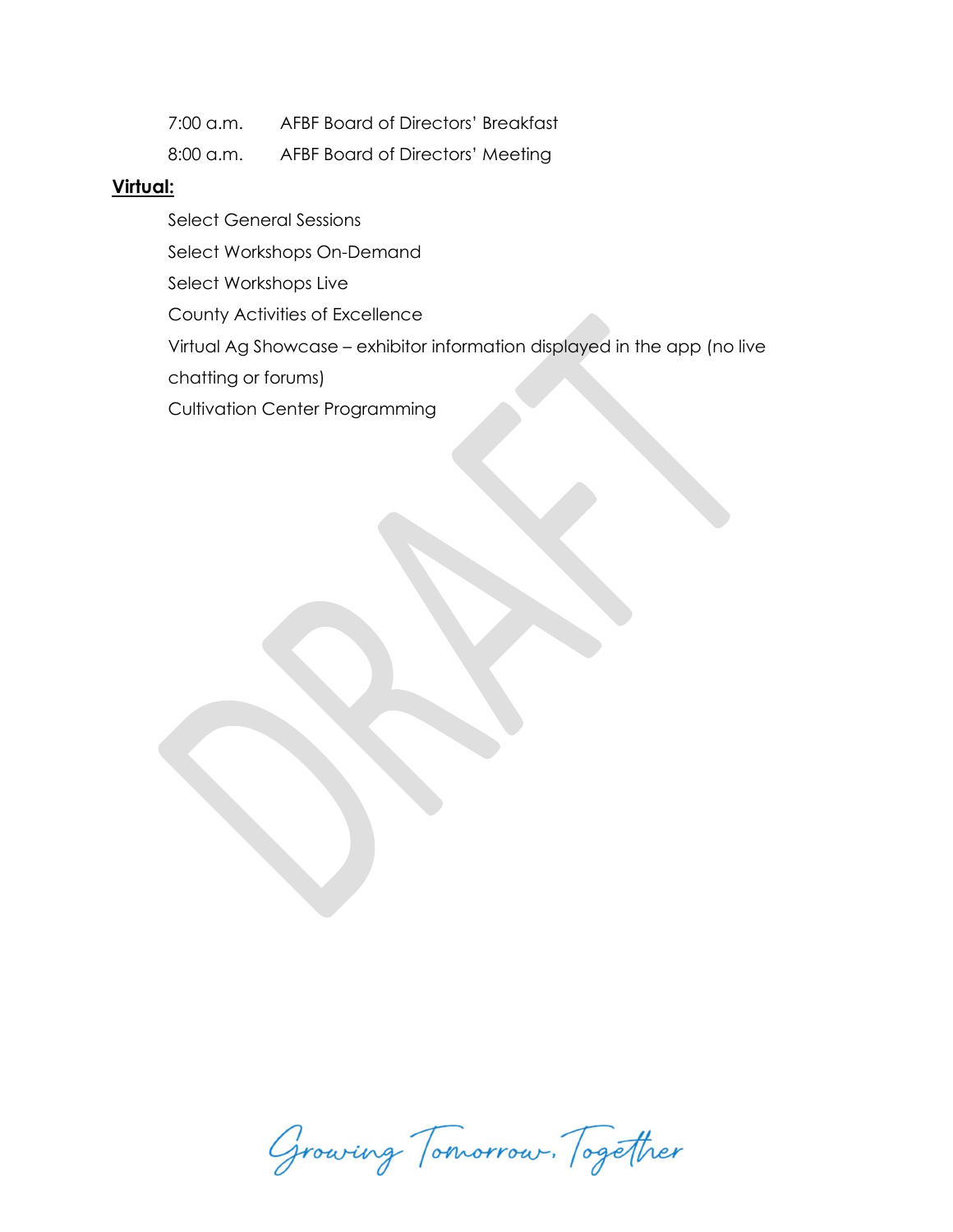7:00 a.m. AFBF Board of Directors' Breakfast

8:00 a.m. AFBF Board of Directors' Meeting

**Virtual:**

Select General Sessions

Select Workshops On-Demand

Select Workshops Live

County Activities of Excellence

Virtual Ag Showcase – exhibitor information displayed in the app (no live chatting or forums)

Cultivation Center Programming